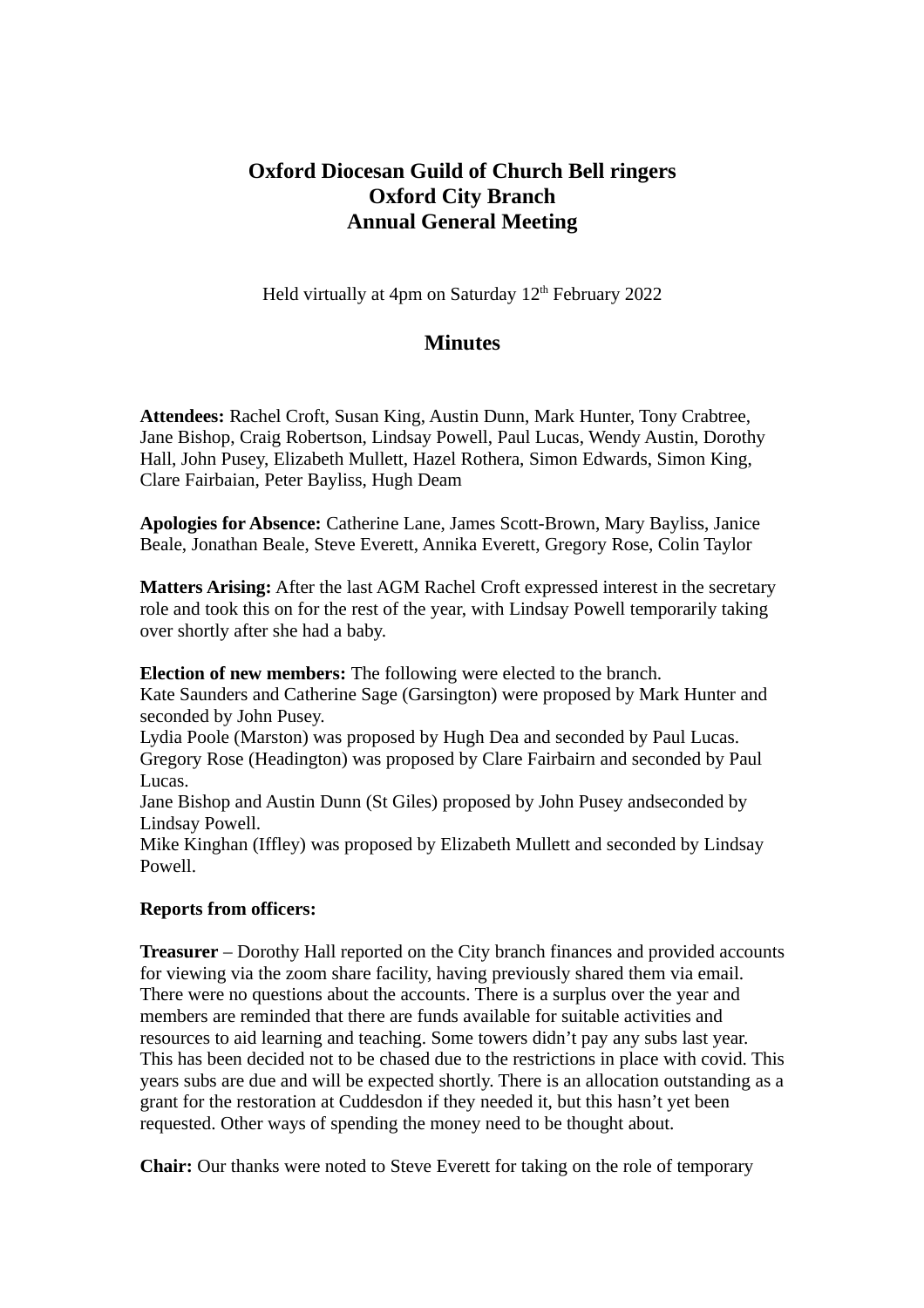# Oxford Diocesan Guild of Church Bell ringers
# Oxford City Branch
# Annual General Meeting

Held virtually at 4pm on Saturday 12th February 2022

## Minutes

**Attendees:** Rachel Croft, Susan King, Austin Dunn, Mark Hunter, Tony Crabtree, Jane Bishop, Craig Robertson, Lindsay Powell, Paul Lucas, Wendy Austin, Dorothy Hall, John Pusey, Elizabeth Mullett, Hazel Rothera, Simon Edwards, Simon King, Clare Fairbaian, Peter Bayliss, Hugh Deam

**Apologies for Absence:** Catherine Lane, James Scott-Brown, Mary Bayliss, Janice Beale, Jonathan Beale, Steve Everett, Annika Everett, Gregory Rose, Colin Taylor

**Matters Arising:** After the last AGM Rachel Croft expressed interest in the secretary role and took this on for the rest of the year, with Lindsay Powell temporarily taking over shortly after she had a baby.

**Election of new members:** The following were elected to the branch.
Kate Saunders and Catherine Sage (Garsington) were proposed by Mark Hunter and seconded by John Pusey.
Lydia Poole (Marston) was proposed by Hugh Dea and seconded by Paul Lucas.
Gregory Rose (Headington) was proposed by Clare Fairbairn and seconded by Paul Lucas.
Jane Bishop and Austin Dunn (St Giles) proposed by John Pusey andseconded by Lindsay Powell.
Mike Kinghan (Iffley) was proposed by Elizabeth Mullett and seconded by Lindsay Powell.

**Reports from officers:**

**Treasurer** – Dorothy Hall reported on the City branch finances and provided accounts for viewing via the zoom share facility, having previously shared them via email. There were no questions about the accounts. There is a surplus over the year and members are reminded that there are funds available for suitable activities and resources to aid learning and teaching. Some towers didn't pay any subs last year. This has been decided not to be chased due to the restrictions in place with covid. This years subs are due and will be expected shortly. There is an allocation outstanding as a grant for the restoration at Cuddesdon if they needed it, but this hasn't yet been requested. Other ways of spending the money need to be thought about.

**Chair:** Our thanks were noted to Steve Everett for taking on the role of temporary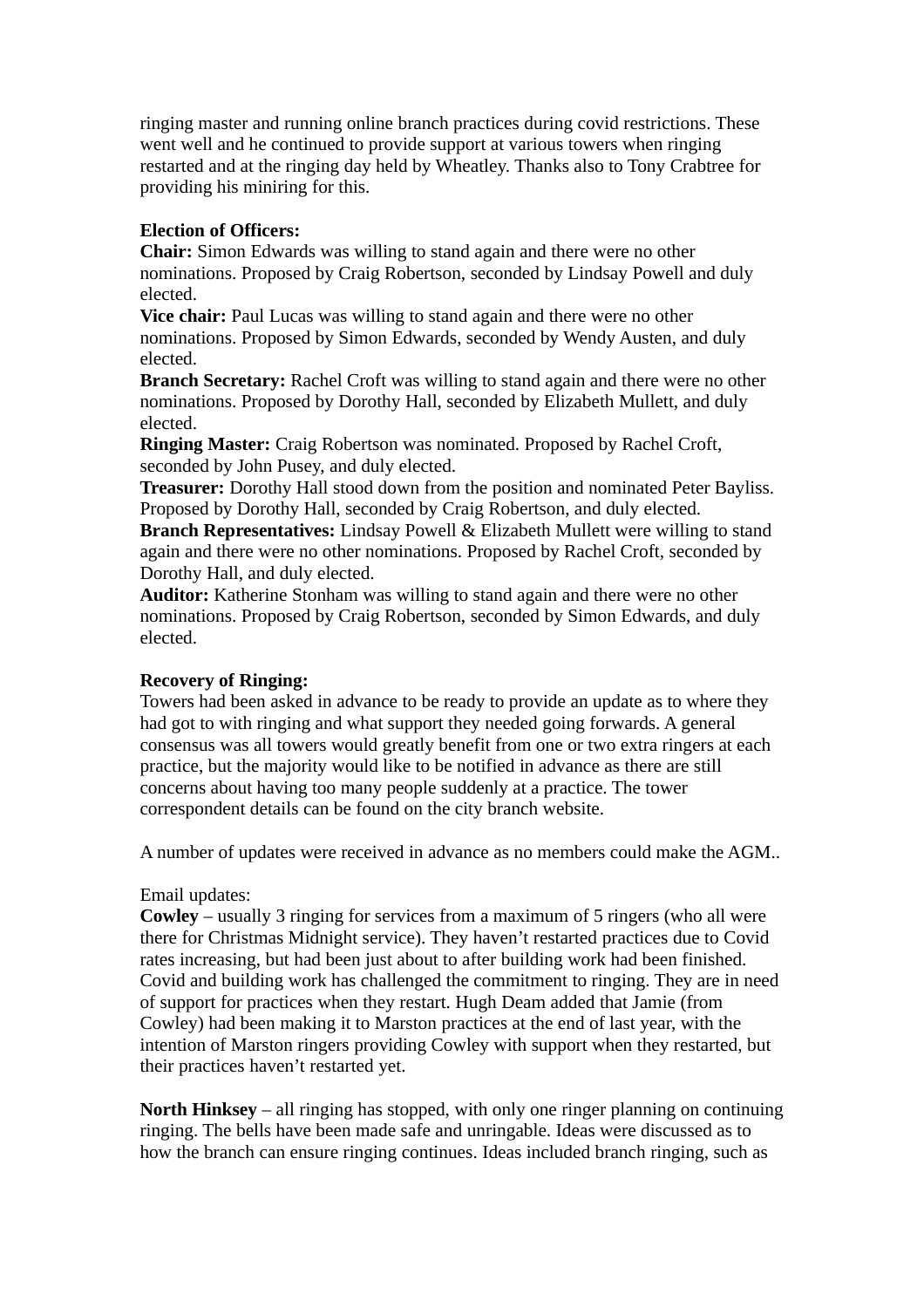ringing master and running online branch practices during covid restrictions. These went well and he continued to provide support at various towers when ringing restarted and at the ringing day held by Wheatley. Thanks also to Tony Crabtree for providing his miniring for this.

**Election of Officers:**
**Chair:** Simon Edwards was willing to stand again and there were no other nominations. Proposed by Craig Robertson, seconded by Lindsay Powell and duly elected.
**Vice chair:** Paul Lucas was willing to stand again and there were no other nominations. Proposed by Simon Edwards, seconded by Wendy Austen, and duly elected.
**Branch Secretary:** Rachel Croft was willing to stand again and there were no other nominations. Proposed by Dorothy Hall, seconded by Elizabeth Mullett, and duly elected.
**Ringing Master:** Craig Robertson was nominated. Proposed by Rachel Croft, seconded by John Pusey, and duly elected.
**Treasurer:** Dorothy Hall stood down from the position and nominated Peter Bayliss. Proposed by Dorothy Hall, seconded by Craig Robertson, and duly elected.
**Branch Representatives:** Lindsay Powell & Elizabeth Mullett were willing to stand again and there were no other nominations. Proposed by Rachel Croft, seconded by Dorothy Hall, and duly elected.
**Auditor:** Katherine Stonham was willing to stand again and there were no other nominations. Proposed by Craig Robertson, seconded by Simon Edwards, and duly elected.

**Recovery of Ringing:**
Towers had been asked in advance to be ready to provide an update as to where they had got to with ringing and what support they needed going forwards. A general consensus was all towers would greatly benefit from one or two extra ringers at each practice, but the majority would like to be notified in advance as there are still concerns about having too many people suddenly at a practice. The tower correspondent details can be found on the city branch website.

A number of updates were received in advance as no members could make the AGM..

Email updates:
**Cowley** – usually 3 ringing for services from a maximum of 5 ringers (who all were there for Christmas Midnight service). They haven't restarted practices due to Covid rates increasing, but had been just about to after building work had been finished. Covid and building work has challenged the commitment to ringing. They are in need of support for practices when they restart. Hugh Deam added that Jamie (from Cowley) had been making it to Marston practices at the end of last year, with the intention of Marston ringers providing Cowley with support when they restarted, but their practices haven't restarted yet.

**North Hinksey** – all ringing has stopped, with only one ringer planning on continuing ringing. The bells have been made safe and unringable. Ideas were discussed as to how the branch can ensure ringing continues. Ideas included branch ringing, such as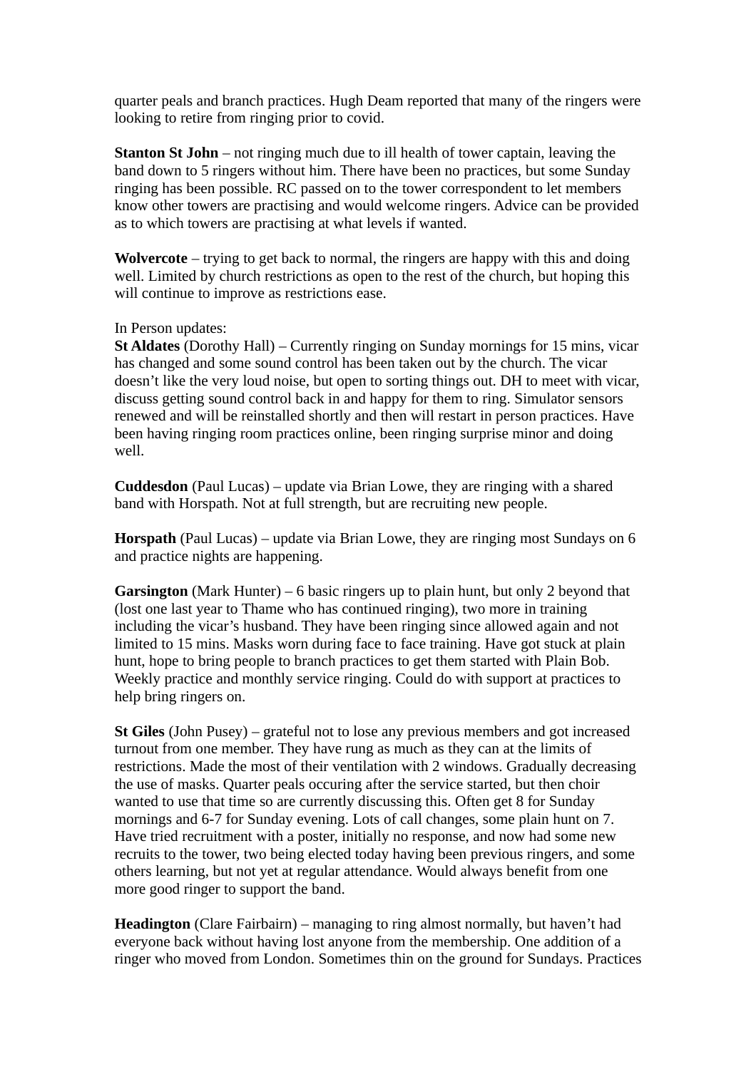quarter peals and branch practices. Hugh Deam reported that many of the ringers were looking to retire from ringing prior to covid.

**Stanton St John** – not ringing much due to ill health of tower captain, leaving the band down to 5 ringers without him. There have been no practices, but some Sunday ringing has been possible. RC passed on to the tower correspondent to let members know other towers are practising and would welcome ringers. Advice can be provided as to which towers are practising at what levels if wanted.

**Wolvercote** – trying to get back to normal, the ringers are happy with this and doing well. Limited by church restrictions as open to the rest of the church, but hoping this will continue to improve as restrictions ease.

In Person updates:

**St Aldates** (Dorothy Hall) – Currently ringing on Sunday mornings for 15 mins, vicar has changed and some sound control has been taken out by the church. The vicar doesn't like the very loud noise, but open to sorting things out. DH to meet with vicar, discuss getting sound control back in and happy for them to ring. Simulator sensors renewed and will be reinstalled shortly and then will restart in person practices. Have been having ringing room practices online, been ringing surprise minor and doing well.

**Cuddesdon** (Paul Lucas) – update via Brian Lowe, they are ringing with a shared band with Horspath. Not at full strength, but are recruiting new people.

**Horspath** (Paul Lucas) – update via Brian Lowe, they are ringing most Sundays on 6 and practice nights are happening.

**Garsington** (Mark Hunter) – 6 basic ringers up to plain hunt, but only 2 beyond that (lost one last year to Thame who has continued ringing), two more in training including the vicar's husband. They have been ringing since allowed again and not limited to 15 mins. Masks worn during face to face training. Have got stuck at plain hunt, hope to bring people to branch practices to get them started with Plain Bob. Weekly practice and monthly service ringing. Could do with support at practices to help bring ringers on.

**St Giles** (John Pusey) – grateful not to lose any previous members and got increased turnout from one member. They have rung as much as they can at the limits of restrictions. Made the most of their ventilation with 2 windows. Gradually decreasing the use of masks. Quarter peals occuring after the service started, but then choir wanted to use that time so are currently discussing this. Often get 8 for Sunday mornings and 6-7 for Sunday evening. Lots of call changes, some plain hunt on 7. Have tried recruitment with a poster, initially no response, and now had some new recruits to the tower, two being elected today having been previous ringers, and some others learning, but not yet at regular attendance. Would always benefit from one more good ringer to support the band.

**Headington** (Clare Fairbairn) – managing to ring almost normally, but haven't had everyone back without having lost anyone from the membership. One addition of a ringer who moved from London. Sometimes thin on the ground for Sundays. Practices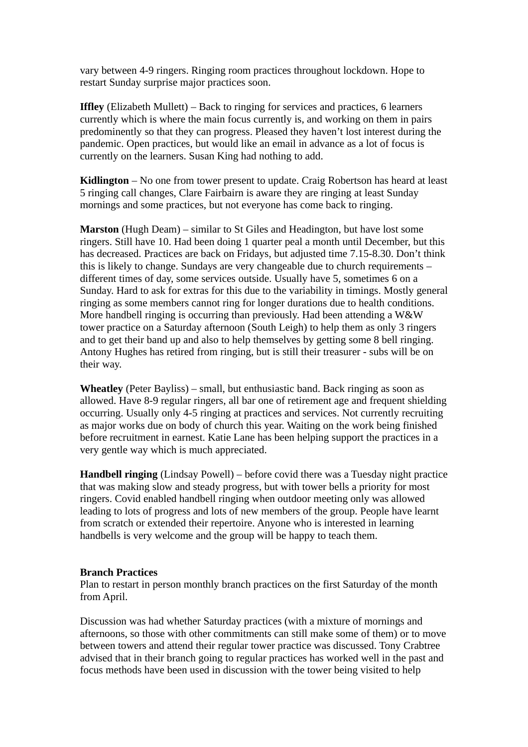vary between 4-9 ringers. Ringing room practices throughout lockdown. Hope to restart Sunday surprise major practices soon.

**Iffley** (Elizabeth Mullett) – Back to ringing for services and practices, 6 learners currently which is where the main focus currently is, and working on them in pairs predominently so that they can progress. Pleased they haven't lost interest during the pandemic. Open practices, but would like an email in advance as a lot of focus is currently on the learners. Susan King had nothing to add.

**Kidlington** – No one from tower present to update. Craig Robertson has heard at least 5 ringing call changes, Clare Fairbairn is aware they are ringing at least Sunday mornings and some practices, but not everyone has come back to ringing.

**Marston** (Hugh Deam) – similar to St Giles and Headington, but have lost some ringers. Still have 10. Had been doing 1 quarter peal a month until December, but this has decreased. Practices are back on Fridays, but adjusted time 7.15-8.30. Don't think this is likely to change. Sundays are very changeable due to church requirements – different times of day, some services outside. Usually have 5, sometimes 6 on a Sunday. Hard to ask for extras for this due to the variability in timings. Mostly general ringing as some members cannot ring for longer durations due to health conditions. More handbell ringing is occurring than previously. Had been attending a W&W tower practice on a Saturday afternoon (South Leigh) to help them as only 3 ringers and to get their band up and also to help themselves by getting some 8 bell ringing. Antony Hughes has retired from ringing, but is still their treasurer - subs will be on their way.

**Wheatley** (Peter Bayliss) – small, but enthusiastic band. Back ringing as soon as allowed. Have 8-9 regular ringers, all bar one of retirement age and frequent shielding occurring. Usually only 4-5 ringing at practices and services. Not currently recruiting as major works due on body of church this year. Waiting on the work being finished before recruitment in earnest. Katie Lane has been helping support the practices in a very gentle way which is much appreciated.

**Handbell ringing** (Lindsay Powell) – before covid there was a Tuesday night practice that was making slow and steady progress, but with tower bells a priority for most ringers. Covid enabled handbell ringing when outdoor meeting only was allowed leading to lots of progress and lots of new members of the group. People have learnt from scratch or extended their repertoire. Anyone who is interested in learning handbells is very welcome and the group will be happy to teach them.

**Branch Practices**

Plan to restart in person monthly branch practices on the first Saturday of the month from April.

Discussion was had whether Saturday practices (with a mixture of mornings and afternoons, so those with other commitments can still make some of them) or to move between towers and attend their regular tower practice was discussed. Tony Crabtree advised that in their branch going to regular practices has worked well in the past and focus methods have been used in discussion with the tower being visited to help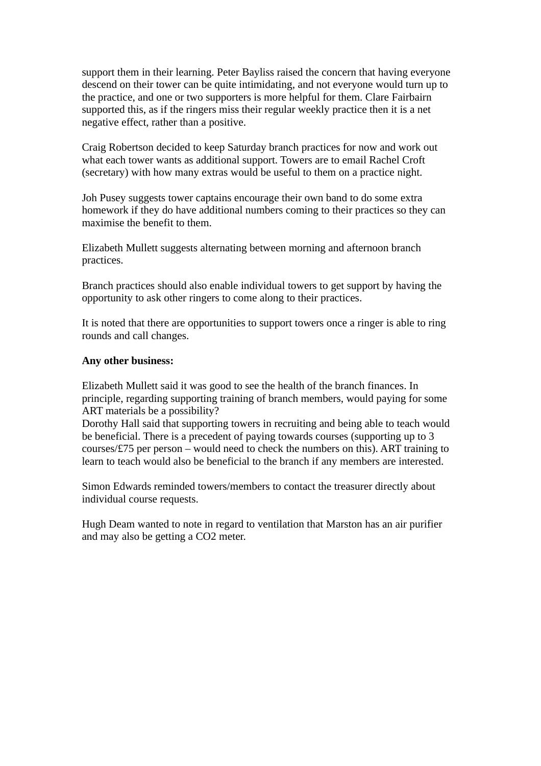support them in their learning. Peter Bayliss raised the concern that having everyone descend on their tower can be quite intimidating, and not everyone would turn up to the practice, and one or two supporters is more helpful for them. Clare Fairbairn supported this, as if the ringers miss their regular weekly practice then it is a net negative effect, rather than a positive.

Craig Robertson decided to keep Saturday branch practices for now and work out what each tower wants as additional support. Towers are to email Rachel Croft (secretary) with how many extras would be useful to them on a practice night.

Joh Pusey suggests tower captains encourage their own band to do some extra homework if they do have additional numbers coming to their practices so they can maximise the benefit to them.

Elizabeth Mullett suggests alternating between morning and afternoon branch practices.

Branch practices should also enable individual towers to get support by having the opportunity to ask other ringers to come along to their practices.

It is noted that there are opportunities to support towers once a ringer is able to ring rounds and call changes.

**Any other business:**

Elizabeth Mullett said it was good to see the health of the branch finances. In principle, regarding supporting training of branch members, would paying for some ART materials be a possibility?
Dorothy Hall said that supporting towers in recruiting and being able to teach would be beneficial. There is a precedent of paying towards courses (supporting up to 3 courses/£75 per person – would need to check the numbers on this). ART training to learn to teach would also be beneficial to the branch if any members are interested.

Simon Edwards reminded towers/members to contact the treasurer directly about individual course requests.

Hugh Deam wanted to note in regard to ventilation that Marston has an air purifier and may also be getting a $CO_2$ meter.